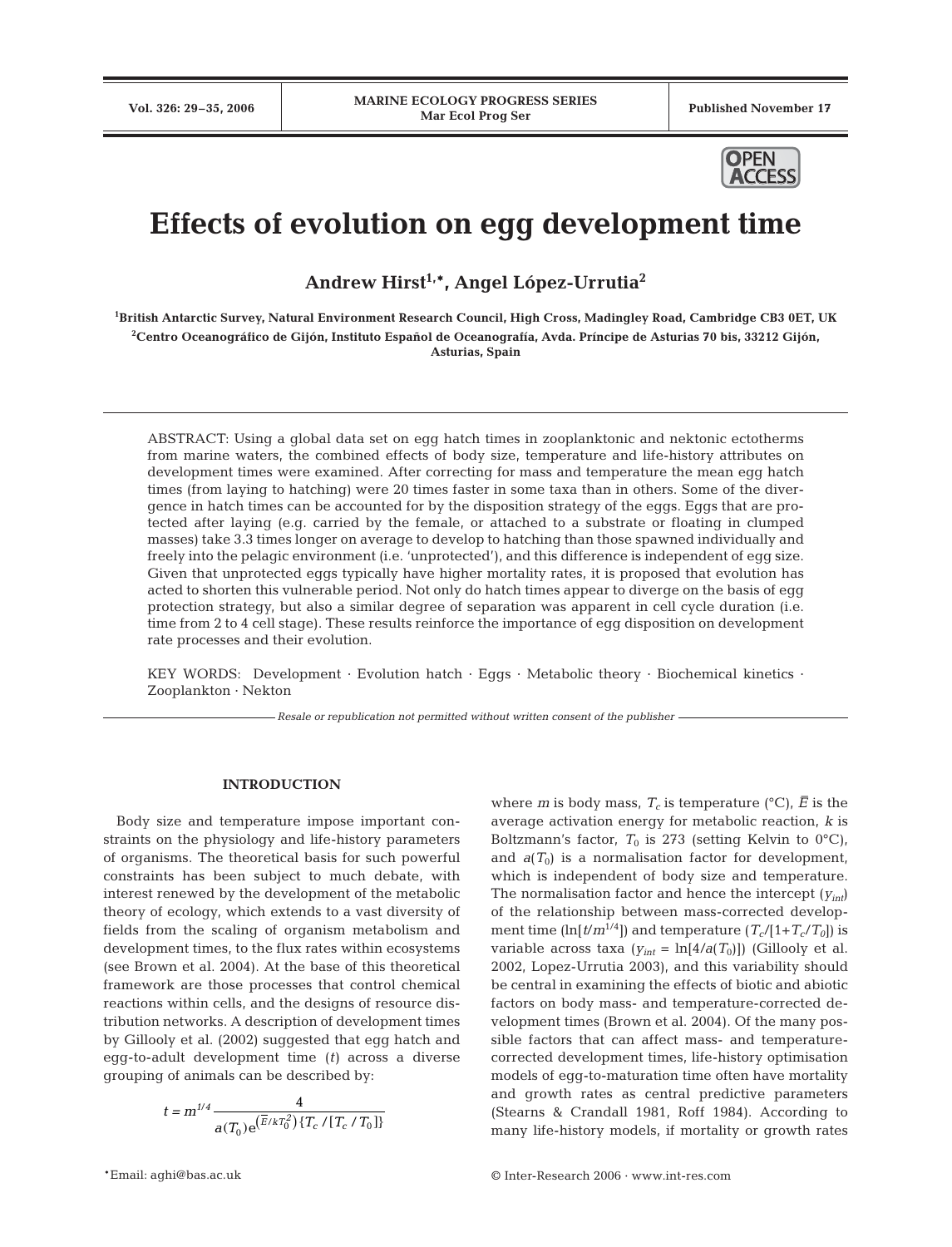# Effects of evolution on egg development time

**Andrew Hirst[1,*], Angel López-Urrutia[2]**

[1]British Antarctic Survey, Natural Environment Research Council, High Cross, Madingley Road, Cambridge CB3 0ET, UK

[2]Centro Oceanográfico de Gijón, Instituto Español de Oceanografía, Avda. Príncipe de Asturias 70 bis, 33212 Gijón, Asturias, Spain

ABSTRACT: Using a global data set on egg hatch times in zooplanktonic and nektonic ectotherms from marine waters, the combined effects of body size, temperature and life-history attributes on development times were examined. After correcting for mass and temperature the mean egg hatch times (from laying to hatching) were 20 times faster in some taxa than in others. Some of the divergence in hatch times can be accounted for by the disposition strategy of the eggs. Eggs that are protected after laying (e.g. carried by the female, or attached to a substrate or floating in clumped masses) take 3.3 times longer on average to develop to hatching than those spawned individually and freely into the pelagic environment (i.e. 'unprotected'), and this difference is independent of egg size. Given that unprotected eggs typically have higher mortality rates, it is proposed that evolution has acted to shorten this vulnerable period. Not only do hatch times appear to diverge on the basis of egg protection strategy, but also a similar degree of separation was apparent in cell cycle duration (i.e. time from 2 to 4 cell stage). These results reinforce the importance of egg disposition on development rate processes and their evolution.

KEY WORDS: Development · Evolution hatch · Eggs · Metabolic theory · Biochemical kinetics · Zooplankton · Nekton

*Resale or republication not permitted without written consent of the publisher*

## INTRODUCTION

Body size and temperature impose important constraints on the physiology and life-history parameters of organisms. The theoretical basis for such powerful constraints has been subject to much debate, with interest renewed by the development of the metabolic theory of ecology, which extends to a vast diversity of fields from the scaling of organism metabolism and development times, to the flux rates within ecosystems (see Brown et al. 2004). At the base of this theoretical framework are those processes that control chemical reactions within cells, and the designs of resource distribution networks. A description of development times by Gillooly et al. (2002) suggested that egg hatch and egg-to-adult development time ($t$) across a diverse grouping of animals can be described by:

$$t = m^{1/4} \frac{4}{a(T_0)\mathrm{e}^{\left(\bar{E}/kT_0^2\right)\{T_c/[T_c/T_0]\}}}$$

where $m$ is body mass, $T_c$ is temperature (°C), $\bar{E}$ is the average activation energy for metabolic reaction, $k$ is Boltzmann's factor, $T_0$ is 273 (setting Kelvin to 0°C), and $a(T_0)$ is a normalisation factor for development, which is independent of body size and temperature. The normalisation factor and hence the intercept ($y_{int}$) of the relationship between mass-corrected development time ($\ln[t/m^{1/4}]$) and temperature ($T_c/[1+T_c/T_0]$) is variable across taxa ($y_{int} = \ln[4/a(T_0)]$) (Gillooly et al. 2002, Lopez-Urrutia 2003), and this variability should be central in examining the effects of biotic and abiotic factors on body mass- and temperature-corrected development times (Brown et al. 2004). Of the many possible factors that can affect mass- and temperature-corrected development times, life-history optimisation models of egg-to-maturation time often have mortality and growth rates as central predictive parameters (Stearns & Crandall 1981, Roff 1984). According to many life-history models, if mortality or growth rates

*Email: aghi@bas.ac.uk

© Inter-Research 2006 · www.int-res.com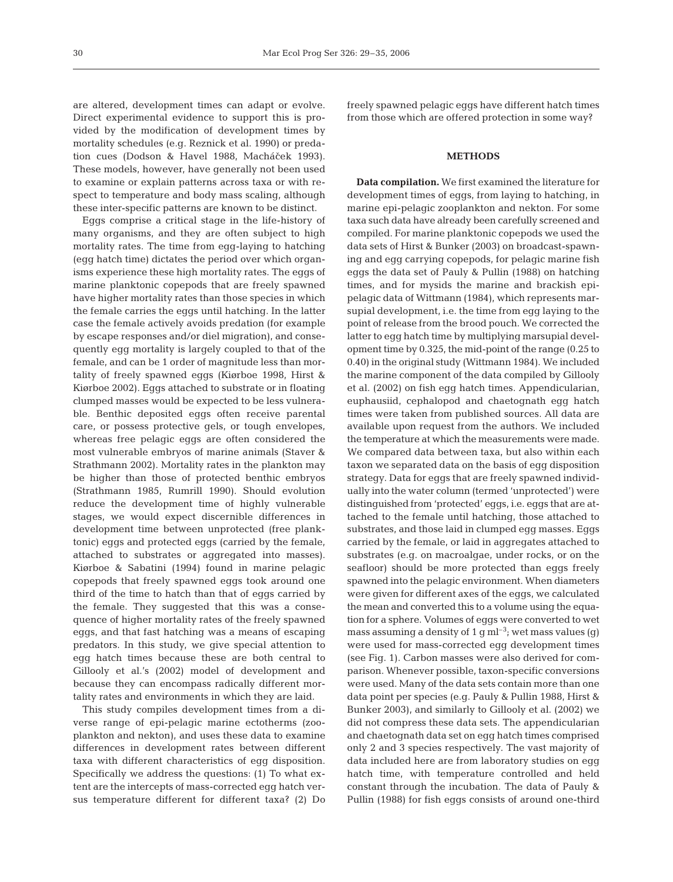are altered, development times can adapt or evolve. Direct experimental evidence to support this is provided by the modification of development times by mortality schedules (e.g. Reznick et al. 1990) or predation cues (Dodson & Havel 1988, Macháček 1993). These models, however, have generally not been used to examine or explain patterns across taxa or with respect to temperature and body mass scaling, although these inter-specific patterns are known to be distinct.

Eggs comprise a critical stage in the life-history of many organisms, and they are often subject to high mortality rates. The time from egg-laying to hatching (egg hatch time) dictates the period over which organisms experience these high mortality rates. The eggs of marine planktonic copepods that are freely spawned have higher mortality rates than those species in which the female carries the eggs until hatching. In the latter case the female actively avoids predation (for example by escape responses and/or diel migration), and consequently egg mortality is largely coupled to that of the female, and can be 1 order of magnitude less than mortality of freely spawned eggs (Kiørboe 1998, Hirst & Kiørboe 2002). Eggs attached to substrate or in floating clumped masses would be expected to be less vulnerable. Benthic deposited eggs often receive parental care, or possess protective gels, or tough envelopes, whereas free pelagic eggs are often considered the most vulnerable embryos of marine animals (Staver & Strathmann 2002). Mortality rates in the plankton may be higher than those of protected benthic embryos (Strathmann 1985, Rumrill 1990). Should evolution reduce the development time of highly vulnerable stages, we would expect discernible differences in development time between unprotected (free planktonic) eggs and protected eggs (carried by the female, attached to substrates or aggregated into masses). Kiørboe & Sabatini (1994) found in marine pelagic copepods that freely spawned eggs took around one third of the time to hatch than that of eggs carried by the female. They suggested that this was a consequence of higher mortality rates of the freely spawned eggs, and that fast hatching was a means of escaping predators. In this study, we give special attention to egg hatch times because these are both central to Gillooly et al.'s (2002) model of development and because they can encompass radically different mortality rates and environments in which they are laid.

This study compiles development times from a diverse range of epi-pelagic marine ectotherms (zooplankton and nekton), and uses these data to examine differences in development rates between different taxa with different characteristics of egg disposition. Specifically we address the questions: (1) To what extent are the intercepts of mass-corrected egg hatch versus temperature different for different taxa? (2) Do freely spawned pelagic eggs have different hatch times from those which are offered protection in some way?

## METHODS

**Data compilation.** We first examined the literature for development times of eggs, from laying to hatching, in marine epi-pelagic zooplankton and nekton. For some taxa such data have already been carefully screened and compiled. For marine planktonic copepods we used the data sets of Hirst & Bunker (2003) on broadcast-spawning and egg carrying copepods, for pelagic marine fish eggs the data set of Pauly & Pullin (1988) on hatching times, and for mysids the marine and brackish epi-pelagic data of Wittmann (1984), which represents marsupial development, i.e. the time from egg laying to the point of release from the brood pouch. We corrected the latter to egg hatch time by multiplying marsupial development time by 0.325, the mid-point of the range (0.25 to 0.40) in the original study (Wittmann 1984). We included the marine component of the data compiled by Gillooly et al. (2002) on fish egg hatch times. Appendicularian, euphausiid, cephalopod and chaetognath egg hatch times were taken from published sources. All data are available upon request from the authors. We included the temperature at which the measurements were made. We compared data between taxa, but also within each taxon we separated data on the basis of egg disposition strategy. Data for eggs that are freely spawned individually into the water column (termed 'unprotected') were distinguished from 'protected' eggs, i.e. eggs that are attached to the female until hatching, those attached to substrates, and those laid in clumped egg masses. Eggs carried by the female, or laid in aggregates attached to substrates (e.g. on macroalgae, under rocks, or on the seafloor) should be more protected than eggs freely spawned into the pelagic environment. When diameters were given for different axes of the eggs, we calculated the mean and converted this to a volume using the equation for a sphere. Volumes of eggs were converted to wet mass assuming a density of 1 g ml$^{-3}$; wet mass values (g) were used for mass-corrected egg development times (see Fig. 1). Carbon masses were also derived for comparison. Whenever possible, taxon-specific conversions were used. Many of the data sets contain more than one data point per species (e.g. Pauly & Pullin 1988, Hirst & Bunker 2003), and similarly to Gillooly et al. (2002) we did not compress these data sets. The appendicularian and chaetognath data set on egg hatch times comprised only 2 and 3 species respectively. The vast majority of data included here are from laboratory studies on egg hatch time, with temperature controlled and held constant through the incubation. The data of Pauly & Pullin (1988) for fish eggs consists of around one-third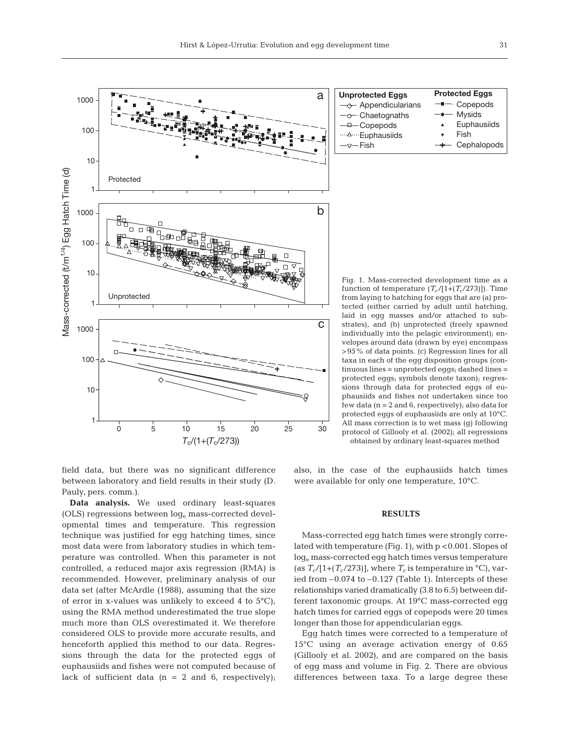Fig. 1. Mass-corrected development time as a function of temperature ($T_c/[1+(T_c/273)]$). Time from laying to hatching for eggs that are (a) protected (either carried by adult until hatching, laid in egg masses and/or attached to substrates), and (b) unprotected (freely spawned individually into the pelagic environment); envelopes around data (drawn by eye) encompass >95% of data points. (c) Regression lines for all taxa in each of the egg disposition groups (continuous lines = unprotected eggs; dashed lines = protected eggs; symbols denote taxon); regressions through data for protected eggs of euphausiids and fishes not undertaken since too few data (n = 2 and 6, respectively); also data for protected eggs of euphausiids are only at 10°C. All mass correction is to wet mass (g) following protocol of Gillooly et al. (2002); all regressions obtained by ordinary least-squares method

field data, but there was no significant difference between laboratory and field results in their study (D. Pauly, pers. comm.).

**Data analysis.** We used ordinary least-squares (OLS) regressions between $\log_e$ mass-corrected developmental times and temperature. This regression technique was justified for egg hatching times, since most data were from laboratory studies in which temperature was controlled. When this parameter is not controlled, a reduced major axis regression (RMA) is recommended. However, preliminary analysis of our data set (after McArdle (1988), assuming that the size of error in x-values was unlikely to exceed 4 to 5°C), using the RMA method underestimated the true slope much more than OLS overestimated it. We therefore considered OLS to provide more accurate results, and henceforth applied this method to our data. Regressions through the data for the protected eggs of euphausiids and fishes were not computed because of lack of sufficient data (n = 2 and 6, respectively); also, in the case of the euphausiids hatch times were available for only one temperature, 10°C.

## RESULTS

Mass-corrected egg hatch times were strongly correlated with temperature (Fig. 1), with $p < 0.001$. Slopes of $\log_e$ mass-corrected egg hatch times versus temperature (as $T_c/[1+(T_c/273)]$, where $T_c$ is temperature in °C), varied from –0.074 to –0.127 (Table 1). Intercepts of these relationships varied dramatically (3.8 to 6.5) between different taxonomic groups. At 19°C mass-corrected egg hatch times for carried eggs of copepods were 20 times longer than those for appendicularian eggs.

Egg hatch times were corrected to a temperature of 15°C using an average activation energy of 0.65 (Gillooly et al. 2002), and are compared on the basis of egg mass and volume in Fig. 2. There are obvious differences between taxa. To a large degree these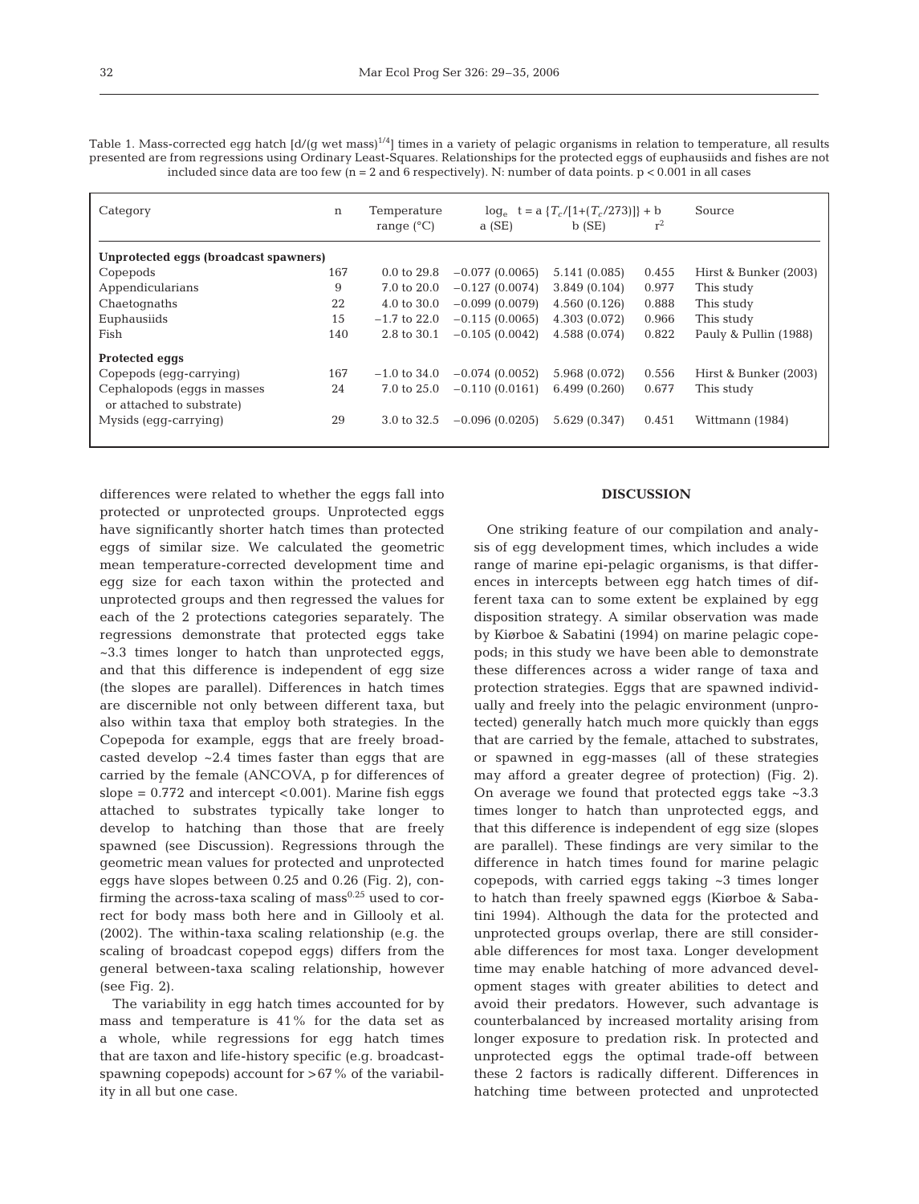Table 1. Mass-corrected egg hatch [d/(g wet mass)$^{1/4}$] times in a variety of pelagic organisms in relation to temperature, all results presented are from regressions using Ordinary Least-Squares. Relationships for the protected eggs of euphausiids and fishes are not included since data are too few (n = 2 and 6 respectively). N: number of data points. p < 0.001 in all cases

| Category | n | Temperature range (°C) | $\log_e\ t = a\ \{T_c/[1+(T_c/273)]\} + b$ a (SE) | b (SE) | $r^2$ | Source |
|---|---|---|---|---|---|---|
| **Unprotected eggs (broadcast spawners)** | | | | | | |
| Copepods | 167 | 0.0 to 29.8 | −0.077 (0.0065) | 5.141 (0.085) | 0.455 | Hirst & Bunker (2003) |
| Appendicularians | 9 | 7.0 to 20.0 | −0.127 (0.0074) | 3.849 (0.104) | 0.977 | This study |
| Chaetognaths | 22 | 4.0 to 30.0 | −0.099 (0.0079) | 4.560 (0.126) | 0.888 | This study |
| Euphausiids | 15 | −1.7 to 22.0 | −0.115 (0.0065) | 4.303 (0.072) | 0.966 | This study |
| Fish | 140 | 2.8 to 30.1 | −0.105 (0.0042) | 4.588 (0.074) | 0.822 | Pauly & Pullin (1988) |
| **Protected eggs** | | | | | | |
| Copepods (egg-carrying) | 167 | −1.0 to 34.0 | −0.074 (0.0052) | 5.968 (0.072) | 0.556 | Hirst & Bunker (2003) |
| Cephalopods (eggs in masses or attached to substrate) | 24 | 7.0 to 25.0 | −0.110 (0.0161) | 6.499 (0.260) | 0.677 | This study |
| Mysids (egg-carrying) | 29 | 3.0 to 32.5 | −0.096 (0.0205) | 5.629 (0.347) | 0.451 | Wittmann (1984) |

differences were related to whether the eggs fall into protected or unprotected groups. Unprotected eggs have significantly shorter hatch times than protected eggs of similar size. We calculated the geometric mean temperature-corrected development time and egg size for each taxon within the protected and unprotected groups and then regressed the values for each of the 2 protections categories separately. The regressions demonstrate that protected eggs take ~3.3 times longer to hatch than unprotected eggs, and that this difference is independent of egg size (the slopes are parallel). Differences in hatch times are discernible not only between different taxa, but also within taxa that employ both strategies. In the Copepoda for example, eggs that are freely broadcasted develop ~2.4 times faster than eggs that are carried by the female (ANCOVA, p for differences of slope = 0.772 and intercept <0.001). Marine fish eggs attached to substrates typically take longer to develop to hatching than those that are freely spawned (see Discussion). Regressions through the geometric mean values for protected and unprotected eggs have slopes between 0.25 and 0.26 (Fig. 2), confirming the across-taxa scaling of mass$^{0.25}$ used to correct for body mass both here and in Gillooly et al. (2002). The within-taxa scaling relationship (e.g. the scaling of broadcast copepod eggs) differs from the general between-taxa scaling relationship, however (see Fig. 2).

The variability in egg hatch times accounted for by mass and temperature is 41% for the data set as a whole, while regressions for egg hatch times that are taxon and life-history specific (e.g. broadcast-spawning copepods) account for >67% of the variability in all but one case.

## DISCUSSION

One striking feature of our compilation and analysis of egg development times, which includes a wide range of marine epi-pelagic organisms, is that differences in intercepts between egg hatch times of different taxa can to some extent be explained by egg disposition strategy. A similar observation was made by Kiørboe & Sabatini (1994) on marine pelagic copepods; in this study we have been able to demonstrate these differences across a wider range of taxa and protection strategies. Eggs that are spawned individually and freely into the pelagic environment (unprotected) generally hatch much more quickly than eggs that are carried by the female, attached to substrates, or spawned in egg-masses (all of these strategies may afford a greater degree of protection) (Fig. 2). On average we found that protected eggs take ~3.3 times longer to hatch than unprotected eggs, and that this difference is independent of egg size (slopes are parallel). These findings are very similar to the difference in hatch times found for marine pelagic copepods, with carried eggs taking ~3 times longer to hatch than freely spawned eggs (Kiørboe & Sabatini 1994). Although the data for the protected and unprotected groups overlap, there are still considerable differences for most taxa. Longer development time may enable hatching of more advanced development stages with greater abilities to detect and avoid their predators. However, such advantage is counterbalanced by increased mortality arising from longer exposure to predation risk. In protected and unprotected eggs the optimal trade-off between these 2 factors is radically different. Differences in hatching time between protected and unprotected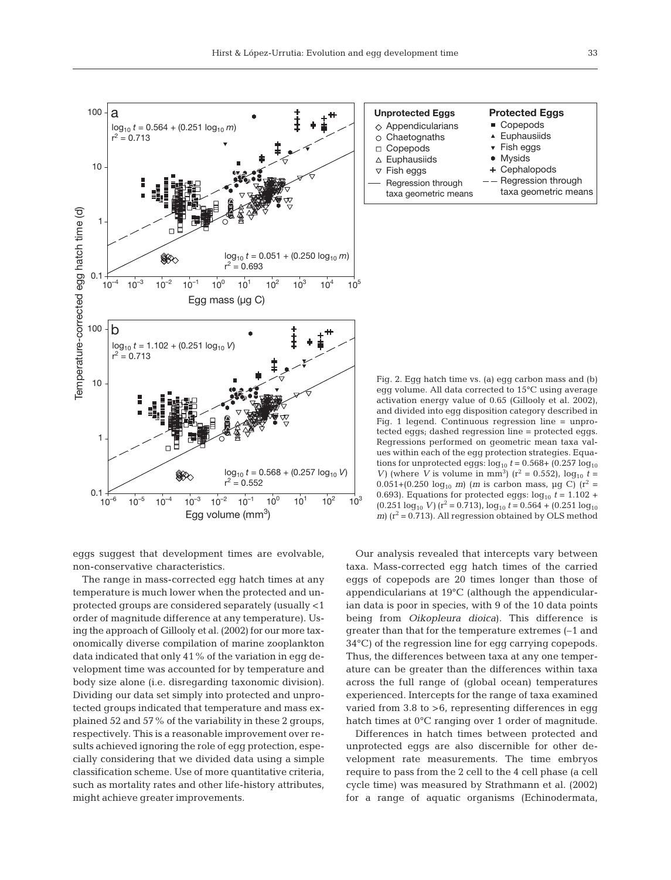Fig. 2. Egg hatch time vs. (a) egg carbon mass and (b) egg volume. All data corrected to 15°C using average activation energy value of 0.65 (Gillooly et al. 2002), and divided into egg disposition category described in Fig. 1 legend. Continuous regression line = unprotected eggs; dashed regression line = protected eggs. Regressions performed on geometric mean taxa values within each of the egg protection strategies. Equations for unprotected eggs: $\log_{10} t = 0.568 + (0.257 \log_{10} V)$ (where $V$ is volume in mm$^3$) ($r^2 = 0.552$), $\log_{10} t = 0.051 + (0.250 \log_{10} m)$ ($m$ is carbon mass, µg C) ($r^2 = 0.693$). Equations for protected eggs: $\log_{10} t = 1.102 + (0.251 \log_{10} V)$ ($r^2 = 0.713$), $\log_{10} t = 0.564 + (0.251 \log_{10} m)$ ($r^2 = 0.713$). All regression obtained by OLS method

eggs suggest that development times are evolvable, non-conservative characteristics.

The range in mass-corrected egg hatch times at any temperature is much lower when the protected and unprotected groups are considered separately (usually <1 order of magnitude difference at any temperature). Using the approach of Gillooly et al. (2002) for our more taxonomically diverse compilation of marine zooplankton data indicated that only 41% of the variation in egg development time was accounted for by temperature and body size alone (i.e. disregarding taxonomic division). Dividing our data set simply into protected and unprotected groups indicated that temperature and mass explained 52 and 57% of the variability in these 2 groups, respectively. This is a reasonable improvement over results achieved ignoring the role of egg protection, especially considering that we divided data using a simple classification scheme. Use of more quantitative criteria, such as mortality rates and other life-history attributes, might achieve greater improvements.

Our analysis revealed that intercepts vary between taxa. Mass-corrected egg hatch times of the carried eggs of copepods are 20 times longer than those of appendicularians at 19°C (although the appendicularian data is poor in species, with 9 of the 10 data points being from *Oikopleura dioica*). This difference is greater than that for the temperature extremes (–1 and 34°C) of the regression line for egg carrying copepods. Thus, the differences between taxa at any one temperature can be greater than the differences within taxa across the full range of (global ocean) temperatures experienced. Intercepts for the range of taxa examined varied from 3.8 to >6, representing differences in egg hatch times at 0°C ranging over 1 order of magnitude.

Differences in hatch times between protected and unprotected eggs are also discernible for other development rate measurements. The time embryos require to pass from the 2 cell to the 4 cell phase (a cell cycle time) was measured by Strathmann et al. (2002) for a range of aquatic organisms (Echinodermata,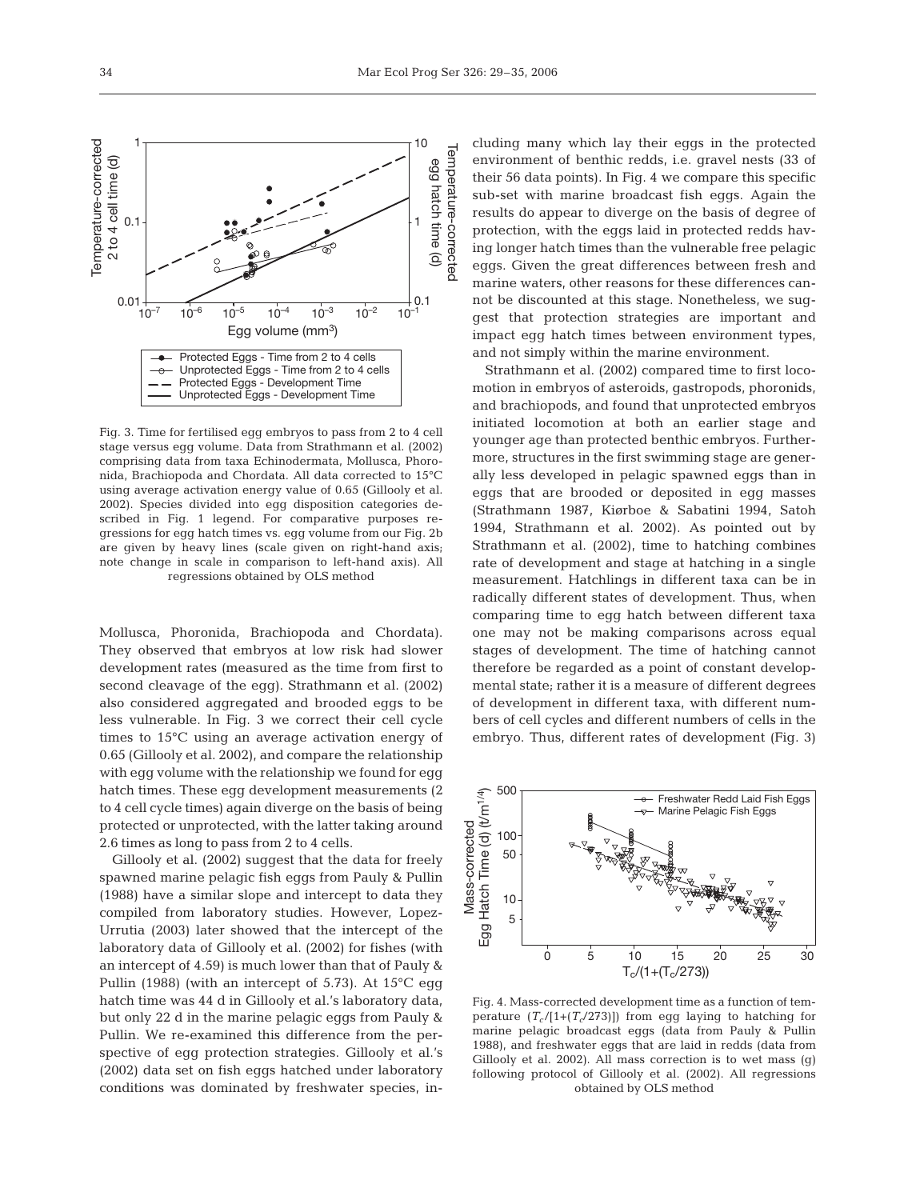Fig. 3. Time for fertilised egg embryos to pass from 2 to 4 cell stage versus egg volume. Data from Strathmann et al. (2002) comprising data from taxa Echinodermata, Mollusca, Phoronida, Brachiopoda and Chordata. All data corrected to 15°C using average activation energy value of 0.65 (Gillooly et al. 2002). Species divided into egg disposition categories described in Fig. 1 legend. For comparative purposes regressions for egg hatch times vs. egg volume from our Fig. 2b are given by heavy lines (scale given on right-hand axis; note change in scale in comparison to left-hand axis). All regressions obtained by OLS method

Mollusca, Phoronida, Brachiopoda and Chordata). They observed that embryos at low risk had slower development rates (measured as the time from first to second cleavage of the egg). Strathmann et al. (2002) also considered aggregated and brooded eggs to be less vulnerable. In Fig. 3 we correct their cell cycle times to 15°C using an average activation energy of 0.65 (Gillooly et al. 2002), and compare the relationship with egg volume with the relationship we found for egg hatch times. These egg development measurements (2 to 4 cell cycle times) again diverge on the basis of being protected or unprotected, with the latter taking around 2.6 times as long to pass from 2 to 4 cells.

Gillooly et al. (2002) suggest that the data for freely spawned marine pelagic fish eggs from Pauly & Pullin (1988) have a similar slope and intercept to data they compiled from laboratory studies. However, Lopez-Urrutia (2003) later showed that the intercept of the laboratory data of Gillooly et al. (2002) for fishes (with an intercept of 4.59) is much lower than that of Pauly & Pullin (1988) (with an intercept of 5.73). At 15°C egg hatch time was 44 d in Gillooly et al.'s laboratory data, but only 22 d in the marine pelagic eggs from Pauly & Pullin. We re-examined this difference from the perspective of egg protection strategies. Gillooly et al.'s (2002) data set on fish eggs hatched under laboratory conditions was dominated by freshwater species, including many which lay their eggs in the protected environment of benthic redds, i.e. gravel nests (33 of their 56 data points). In Fig. 4 we compare this specific sub-set with marine broadcast fish eggs. Again the results do appear to diverge on the basis of degree of protection, with the eggs laid in protected redds having longer hatch times than the vulnerable free pelagic eggs. Given the great differences between fresh and marine waters, other reasons for these differences cannot be discounted at this stage. Nonetheless, we suggest that protection strategies are important and impact egg hatch times between environment types, and not simply within the marine environment.

Strathmann et al. (2002) compared time to first locomotion in embryos of asteroids, gastropods, phoronids, and brachiopods, and found that unprotected embryos initiated locomotion at both an earlier stage and younger age than protected benthic embryos. Furthermore, structures in the first swimming stage are generally less developed in pelagic spawned eggs than in eggs that are brooded or deposited in egg masses (Strathmann 1987, Kiørboe & Sabatini 1994, Satoh 1994, Strathmann et al. 2002). As pointed out by Strathmann et al. (2002), time to hatching combines rate of development and stage at hatching in a single measurement. Hatchlings in different taxa can be in radically different states of development. Thus, when comparing time to egg hatch between different taxa one may not be making comparisons across equal stages of development. The time of hatching cannot therefore be regarded as a point of constant developmental state; rather it is a measure of different degrees of development in different taxa, with different numbers of cell cycles and different numbers of cells in the embryo. Thus, different rates of development (Fig. 3)

Fig. 4. Mass-corrected development time as a function of temperature ($T_c/[1+(T_c/273)]$) from egg laying to hatching for marine pelagic broadcast eggs (data from Pauly & Pullin 1988), and freshwater eggs that are laid in redds (data from Gillooly et al. 2002). All mass correction is to wet mass (g) following protocol of Gillooly et al. (2002). All regressions obtained by OLS method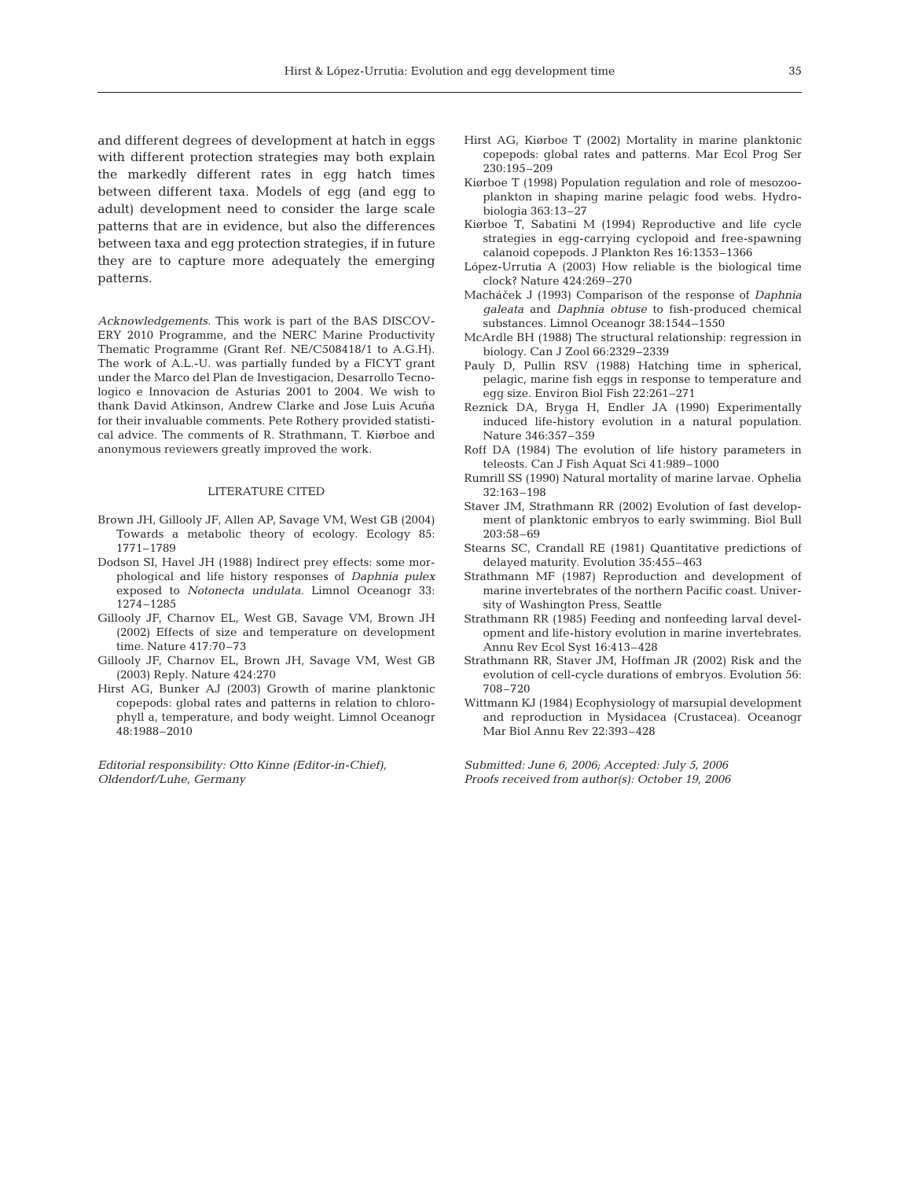and different degrees of development at hatch in eggs with different protection strategies may both explain the markedly different rates in egg hatch times between different taxa. Models of egg (and egg to adult) development need to consider the large scale patterns that are in evidence, but also the differences between taxa and egg protection strategies, if in future they are to capture more adequately the emerging patterns.

*Acknowledgements.* This work is part of the BAS DISCOVERY 2010 Programme, and the NERC Marine Productivity Thematic Programme (Grant Ref. NE/C508418/1 to A.G.H). The work of A.L.-U. was partially funded by a FICYT grant under the Marco del Plan de Investigacion, Desarrollo Tecnologico e Innovacion de Asturias 2001 to 2004. We wish to thank David Atkinson, Andrew Clarke and Jose Luis Acuña for their invaluable comments. Pete Rothery provided statistical advice. The comments of R. Strathmann, T. Kiørboe and anonymous reviewers greatly improved the work.

## LITERATURE CITED

- Brown JH, Gillooly JF, Allen AP, Savage VM, West GB (2004) Towards a metabolic theory of ecology. Ecology 85: 1771–1789
- Dodson SI, Havel JH (1988) Indirect prey effects: some morphological and life history responses of *Daphnia pulex* exposed to *Notonecta undulata*. Limnol Oceanogr 33: 1274–1285
- Gillooly JF, Charnov EL, West GB, Savage VM, Brown JH (2002) Effects of size and temperature on development time. Nature 417:70–73
- Gillooly JF, Charnov EL, Brown JH, Savage VM, West GB (2003) Reply. Nature 424:270
- Hirst AG, Bunker AJ (2003) Growth of marine planktonic copepods: global rates and patterns in relation to chlorophyll a, temperature, and body weight. Limnol Oceanogr 48:1988–2010
- Hirst AG, Kiørboe T (2002) Mortality in marine planktonic copepods: global rates and patterns. Mar Ecol Prog Ser 230:195–209
- Kiørboe T (1998) Population regulation and role of mesozooplankton in shaping marine pelagic food webs. Hydrobiologia 363:13–27
- Kiørboe T, Sabatini M (1994) Reproductive and life cycle strategies in egg-carrying cyclopoid and free-spawning calanoid copepods. J Plankton Res 16:1353–1366
- López-Urrutia A (2003) How reliable is the biological time clock? Nature 424:269–270
- Macháček J (1993) Comparison of the response of *Daphnia galeata* and *Daphnia obtuse* to fish-produced chemical substances. Limnol Oceanogr 38:1544–1550
- McArdle BH (1988) The structural relationship: regression in biology. Can J Zool 66:2329–2339
- Pauly D, Pullin RSV (1988) Hatching time in spherical, pelagic, marine fish eggs in response to temperature and egg size. Environ Biol Fish 22:261–271
- Reznick DA, Bryga H, Endler JA (1990) Experimentally induced life-history evolution in a natural population. Nature 346:357–359
- Roff DA (1984) The evolution of life history parameters in teleosts. Can J Fish Aquat Sci 41:989–1000
- Rumrill SS (1990) Natural mortality of marine larvae. Ophelia 32:163–198
- Staver JM, Strathmann RR (2002) Evolution of fast development of planktonic embryos to early swimming. Biol Bull 203:58–69
- Stearns SC, Crandall RE (1981) Quantitative predictions of delayed maturity. Evolution 35:455–463
- Strathmann MF (1987) Reproduction and development of marine invertebrates of the northern Pacific coast. University of Washington Press, Seattle
- Strathmann RR (1985) Feeding and nonfeeding larval development and life-history evolution in marine invertebrates. Annu Rev Ecol Syst 16:413–428
- Strathmann RR, Staver JM, Hoffman JR (2002) Risk and the evolution of cell-cycle durations of embryos. Evolution 56: 708–720
- Wittmann KJ (1984) Ecophysiology of marsupial development and reproduction in Mysidacea (Crustacea). Oceanogr Mar Biol Annu Rev 22:393–428

*Editorial responsibility: Otto Kinne (Editor-in-Chief), Oldendorf/Luhe, Germany*

*Submitted: June 6, 2006; Accepted: July 5, 2006*
*Proofs received from author(s): October 19, 2006*